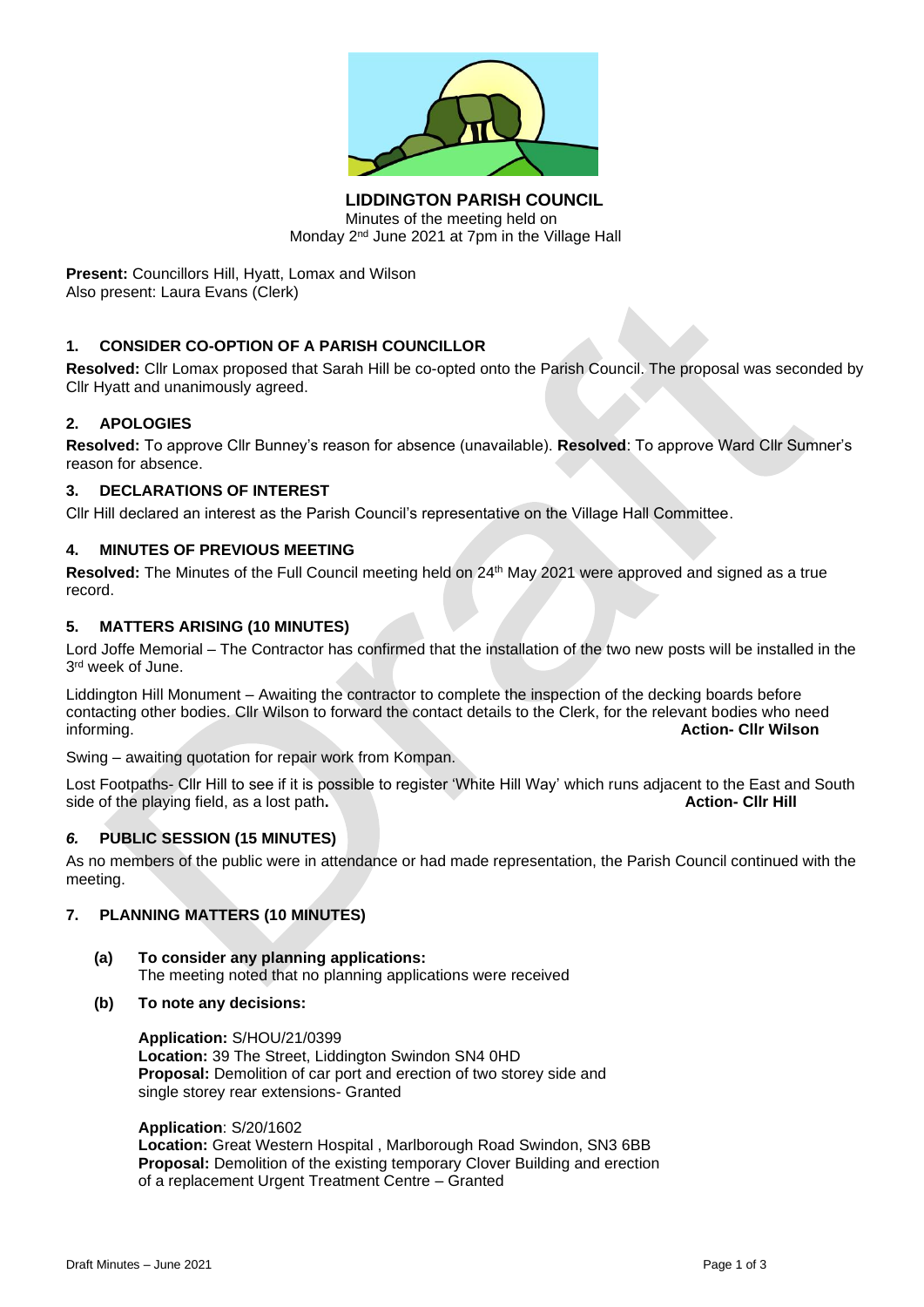**LIDDINGTON PARISH COUNCIL**

Minutes of the meeting held on Monday 2nd June 2021 at 7pm in the Village Hall

**Present:** Councillors Hill, Hyatt, Lomax and Wilson
Also present: Laura Evans (Clerk)

## 1. CONSIDER CO-OPTION OF A PARISH COUNCILLOR

**Resolved:** Cllr Lomax proposed that Sarah Hill be co-opted onto the Parish Council. The proposal was seconded by Cllr Hyatt and unanimously agreed.

## 2. APOLOGIES

**Resolved:** To approve Cllr Bunney's reason for absence (unavailable). **Resolved**: To approve Ward Cllr Sumner's reason for absence.

## 3. DECLARATIONS OF INTEREST

Cllr Hill declared an interest as the Parish Council's representative on the Village Hall Committee.

## 4. MINUTES OF PREVIOUS MEETING

**Resolved:** The Minutes of the Full Council meeting held on 24th May 2021 were approved and signed as a true record.

## 5. MATTERS ARISING (10 MINUTES)

Lord Joffe Memorial – The Contractor has confirmed that the installation of the two new posts will be installed in the 3rd week of June.

Liddington Hill Monument – Awaiting the contractor to complete the inspection of the decking boards before contacting other bodies. Cllr Wilson to forward the contact details to the Clerk, for the relevant bodies who need informing. **Action- Cllr Wilson**

Swing – awaiting quotation for repair work from Kompan.

Lost Footpaths- Cllr Hill to see if it is possible to register 'White Hill Way' which runs adjacent to the East and South side of the playing field, as a lost path**.** **Action- Cllr Hill**

## *6.* PUBLIC SESSION (15 MINUTES)

As no members of the public were in attendance or had made representation, the Parish Council continued with the meeting.

## 7. PLANNING MATTERS (10 MINUTES)

**(a) To consider any planning applications:**
The meeting noted that no planning applications were received

**(b) To note any decisions:**

**Application:** S/HOU/21/0399
**Location:** 39 The Street, Liddington Swindon SN4 0HD
**Proposal:** Demolition of car port and erection of two storey side and single storey rear extensions- Granted

**Application**: S/20/1602
**Location:** Great Western Hospital , Marlborough Road Swindon, SN3 6BB
**Proposal:** Demolition of the existing temporary Clover Building and erection of a replacement Urgent Treatment Centre – Granted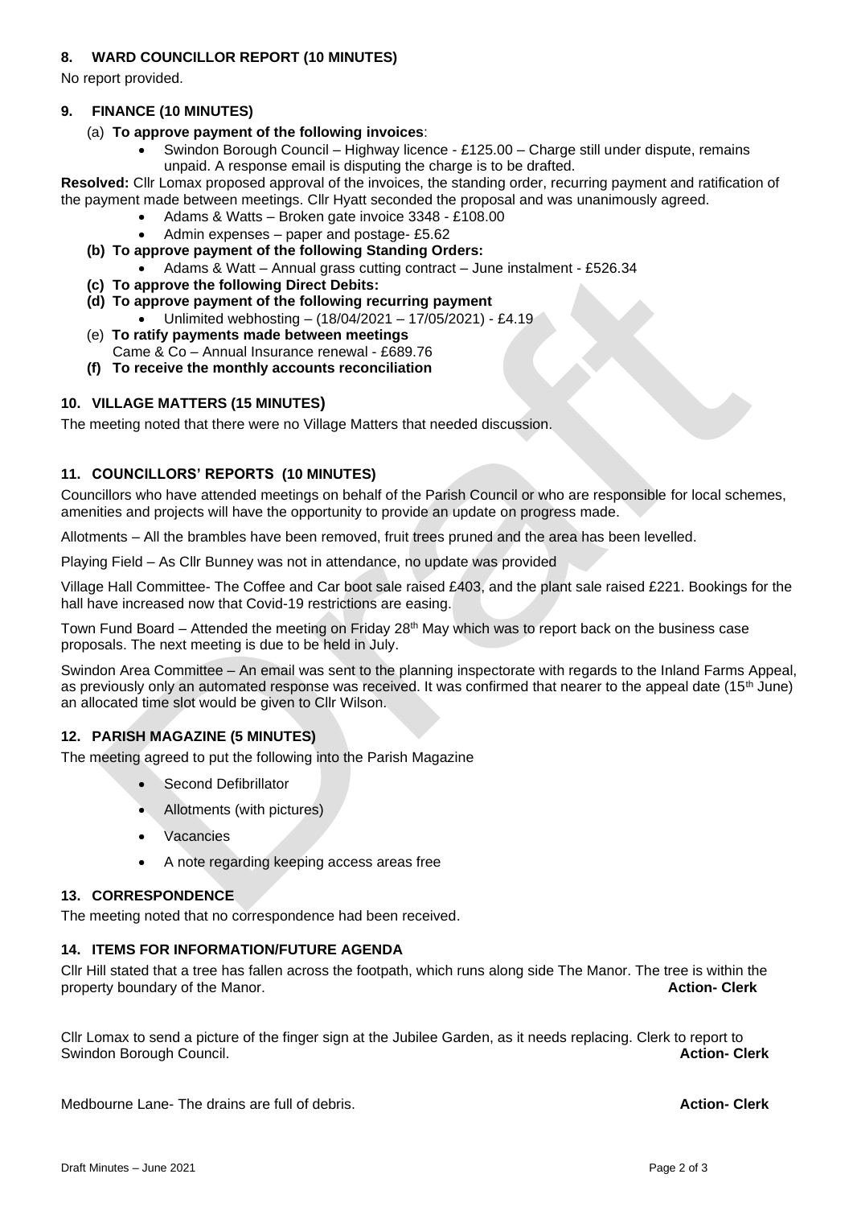### 8. WARD COUNCILLOR REPORT (10 MINUTES)

No report provided.

### 9. FINANCE (10 MINUTES)

(a) **To approve payment of the following invoices**:

- Swindon Borough Council – Highway licence - £125.00 – Charge still under dispute, remains unpaid. A response email is disputing the charge is to be drafted.

**Resolved:** Cllr Lomax proposed approval of the invoices, the standing order, recurring payment and ratification of the payment made between meetings. Cllr Hyatt seconded the proposal and was unanimously agreed.

- Adams & Watts – Broken gate invoice 3348 - £108.00
- Admin expenses – paper and postage- £5.62

**(b) To approve payment of the following Standing Orders:**

- Adams & Watt – Annual grass cutting contract – June instalment - £526.34

**(c) To approve the following Direct Debits:**

**(d) To approve payment of the following recurring payment**

- Unlimited webhosting – (18/04/2021 – 17/05/2021) - £4.19

(e) **To ratify payments made between meetings**

Came & Co – Annual Insurance renewal - £689.76

**(f) To receive the monthly accounts reconciliation**

### 10. VILLAGE MATTERS (15 MINUTES)

The meeting noted that there were no Village Matters that needed discussion.

### 11. COUNCILLORS' REPORTS (10 MINUTES)

Councillors who have attended meetings on behalf of the Parish Council or who are responsible for local schemes, amenities and projects will have the opportunity to provide an update on progress made.

Allotments – All the brambles have been removed, fruit trees pruned and the area has been levelled.

Playing Field – As Cllr Bunney was not in attendance, no update was provided

Village Hall Committee- The Coffee and Car boot sale raised £403, and the plant sale raised £221. Bookings for the hall have increased now that Covid-19 restrictions are easing.

Town Fund Board – Attended the meeting on Friday 28th May which was to report back on the business case proposals. The next meeting is due to be held in July.

Swindon Area Committee – An email was sent to the planning inspectorate with regards to the Inland Farms Appeal, as previously only an automated response was received. It was confirmed that nearer to the appeal date (15th June) an allocated time slot would be given to Cllr Wilson.

### 12. PARISH MAGAZINE (5 MINUTES)

The meeting agreed to put the following into the Parish Magazine

- Second Defibrillator
- Allotments (with pictures)
- Vacancies
- A note regarding keeping access areas free

### 13. CORRESPONDENCE

The meeting noted that no correspondence had been received.

### 14. ITEMS FOR INFORMATION/FUTURE AGENDA

Cllr Hill stated that a tree has fallen across the footpath, which runs along side The Manor. The tree is within the property boundary of the Manor. **Action- Clerk**

Cllr Lomax to send a picture of the finger sign at the Jubilee Garden, as it needs replacing. Clerk to report to Swindon Borough Council. **Action- Clerk**

Medbourne Lane- The drains are full of debris. **Action- Clerk**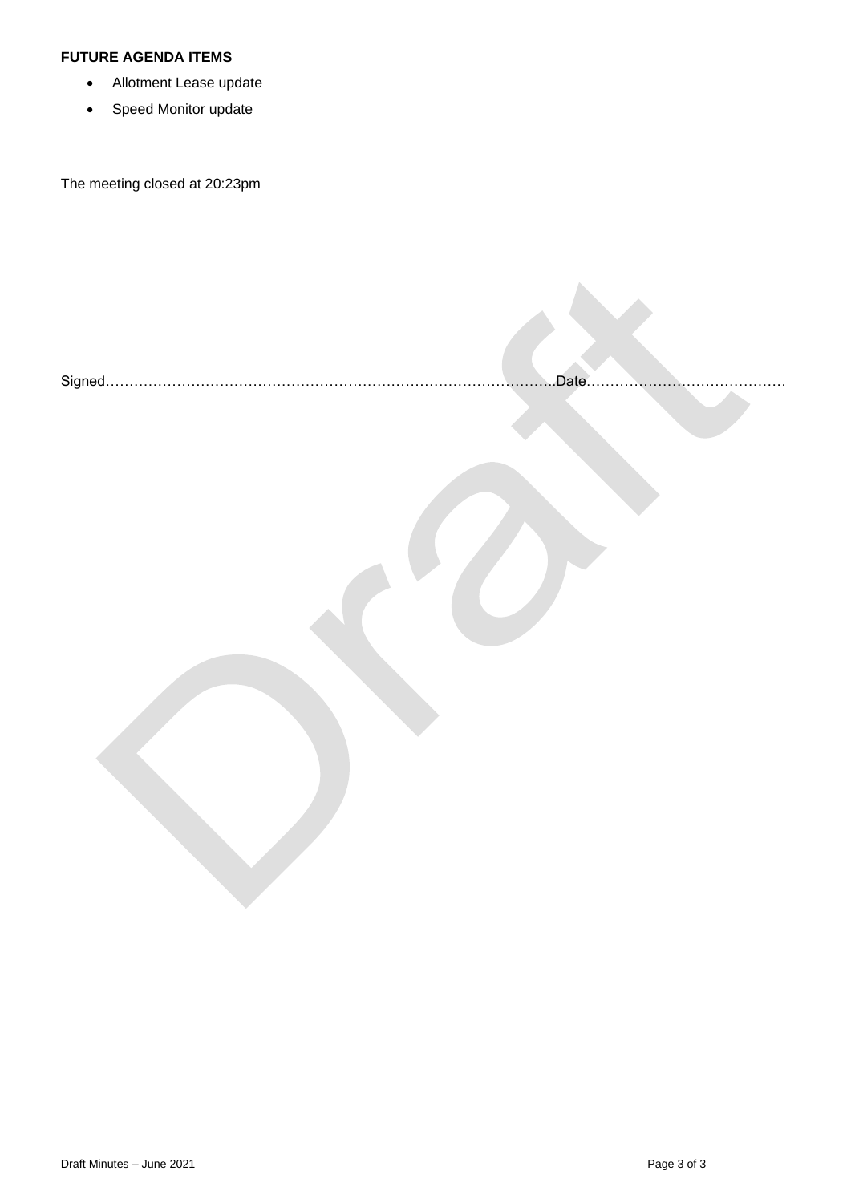**FUTURE AGENDA ITEMS**

- Allotment Lease update
- Speed Monitor update

The meeting closed at 20:23pm

Signed……………………………………………………………………………………..Date……………………………………